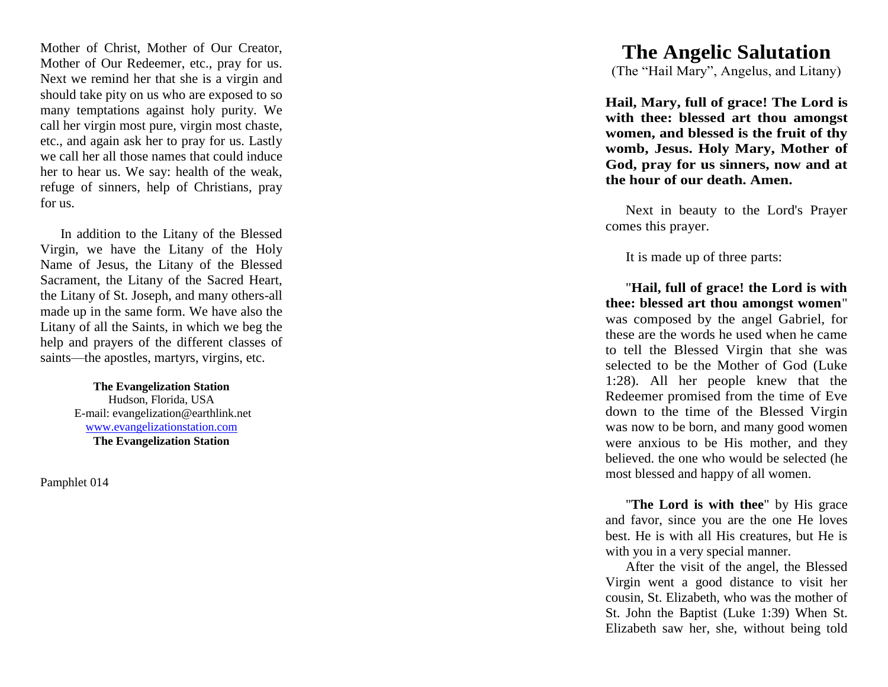Mother of Christ, Mother of Our Creator, Mother of Our Redeemer, etc., pray for us. Next we remind her that she is a virgin and should take pity on us who are exposed to so many temptations against holy purity. We call her virgin most pure, virgin most chaste, etc., and again ask her to pray for us. Lastly we call her all those names that could induce her to hear us. We say: health of the weak, refuge of sinners, help of Christians, pray for us.

In addition to the Litany of the Blessed Virgin, we have the Litany of the Holy Name of Jesus, the Litany of the Blessed Sacrament, the Litany of the Sacred Heart, the Litany of St. Joseph, and many others-all made up in the same form. We have also the Litany of all the Saints, in which we beg the help and prayers of the different classes of saints—the apostles, martyrs, virgins, etc.

**The Evangelization Station**
Hudson, Florida, USA
E-mail: evangelization@earthlink.net
www.evangelizationstation.com
**The Evangelization Station**

Pamphlet 014

# The Angelic Salutation

(The "Hail Mary", Angelus, and Litany)

**Hail, Mary, full of grace! The Lord is with thee: blessed art thou amongst women, and blessed is the fruit of thy womb, Jesus. Holy Mary, Mother of God, pray for us sinners, now and at the hour of our death. Amen.**

Next in beauty to the Lord's Prayer comes this prayer.

It is made up of three parts:

"**Hail, full of grace! the Lord is with thee: blessed art thou amongst women**" was composed by the angel Gabriel, for these are the words he used when he came to tell the Blessed Virgin that she was selected to be the Mother of God (Luke 1:28). All her people knew that the Redeemer promised from the time of Eve down to the time of the Blessed Virgin was now to be born, and many good women were anxious to be His mother, and they believed. the one who would be selected (he most blessed and happy of all women.

"**The Lord is with thee**" by His grace and favor, since you are the one He loves best. He is with all His creatures, but He is with you in a very special manner.

After the visit of the angel, the Blessed Virgin went a good distance to visit her cousin, St. Elizabeth, who was the mother of St. John the Baptist (Luke 1:39) When St. Elizabeth saw her, she, without being told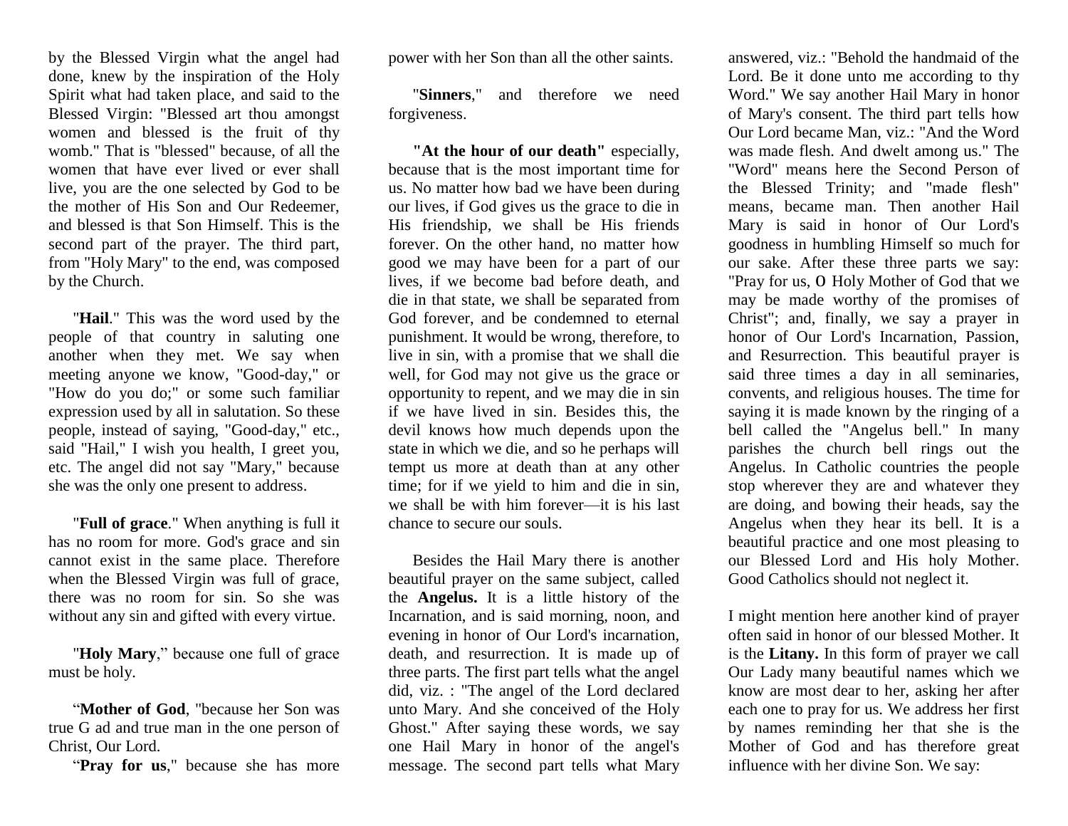by the Blessed Virgin what the angel had done, knew by the inspiration of the Holy Spirit what had taken place, and said to the Blessed Virgin: "Blessed art thou amongst women and blessed is the fruit of thy womb." That is "blessed" because, of all the women that have ever lived or ever shall live, you are the one selected by God to be the mother of His Son and Our Redeemer, and blessed is that Son Himself. This is the second part of the prayer. The third part, from "Holy Mary" to the end, was composed by the Church.

"**Hail**." This was the word used by the people of that country in saluting one another when they met. We say when meeting anyone we know, "Good-day," or "How do you do;" or some such familiar expression used by all in salutation. So these people, instead of saying, "Good-day," etc., said "Hail," I wish you health, I greet you, etc. The angel did not say "Mary," because she was the only one present to address.

"**Full of grace**." When anything is full it has no room for more. God's grace and sin cannot exist in the same place. Therefore when the Blessed Virgin was full of grace, there was no room for sin. So she was without any sin and gifted with every virtue.

"**Holy Mary**," because one full of grace must be holy.

"**Mother of God**, "because her Son was true G ad and true man in the one person of Christ, Our Lord.

"**Pray for us**," because she has more power with her Son than all the other saints.

"**Sinners**," and therefore we need forgiveness.

**"At the hour of our death"** especially, because that is the most important time for us. No matter how bad we have been during our lives, if God gives us the grace to die in His friendship, we shall be His friends forever. On the other hand, no matter how good we may have been for a part of our lives, if we become bad before death, and die in that state, we shall be separated from God forever, and be condemned to eternal punishment. It would be wrong, therefore, to live in sin, with a promise that we shall die well, for God may not give us the grace or opportunity to repent, and we may die in sin if we have lived in sin. Besides this, the devil knows how much depends upon the state in which we die, and so he perhaps will tempt us more at death than at any other time; for if we yield to him and die in sin, we shall be with him forever—it is his last chance to secure our souls.

Besides the Hail Mary there is another beautiful prayer on the same subject, called the **Angelus.** It is a little history of the Incarnation, and is said morning, noon, and evening in honor of Our Lord's incarnation, death, and resurrection. It is made up of three parts. The first part tells what the angel did, viz. : "The angel of the Lord declared unto Mary. And she conceived of the Holy Ghost." After saying these words, we say one Hail Mary in honor of the angel's message. The second part tells what Mary answered, viz.: "Behold the handmaid of the Lord. Be it done unto me according to thy Word." We say another Hail Mary in honor of Mary's consent. The third part tells how Our Lord became Man, viz.: "And the Word was made flesh. And dwelt among us." The "Word" means here the Second Person of the Blessed Trinity; and "made flesh" means, became man. Then another Hail Mary is said in honor of Our Lord's goodness in humbling Himself so much for our sake. After these three parts we say: "Pray for us, O Holy Mother of God that we may be made worthy of the promises of Christ"; and, finally, we say a prayer in honor of Our Lord's Incarnation, Passion, and Resurrection. This beautiful prayer is said three times a day in all seminaries, convents, and religious houses. The time for saying it is made known by the ringing of a bell called the "Angelus bell." In many parishes the church bell rings out the Angelus. In Catholic countries the people stop wherever they are and whatever they are doing, and bowing their heads, say the Angelus when they hear its bell. It is a beautiful practice and one most pleasing to our Blessed Lord and His holy Mother. Good Catholics should not neglect it.

I might mention here another kind of prayer often said in honor of our blessed Mother. It is the **Litany.** In this form of prayer we call Our Lady many beautiful names which we know are most dear to her, asking her after each one to pray for us. We address her first by names reminding her that she is the Mother of God and has therefore great influence with her divine Son. We say: